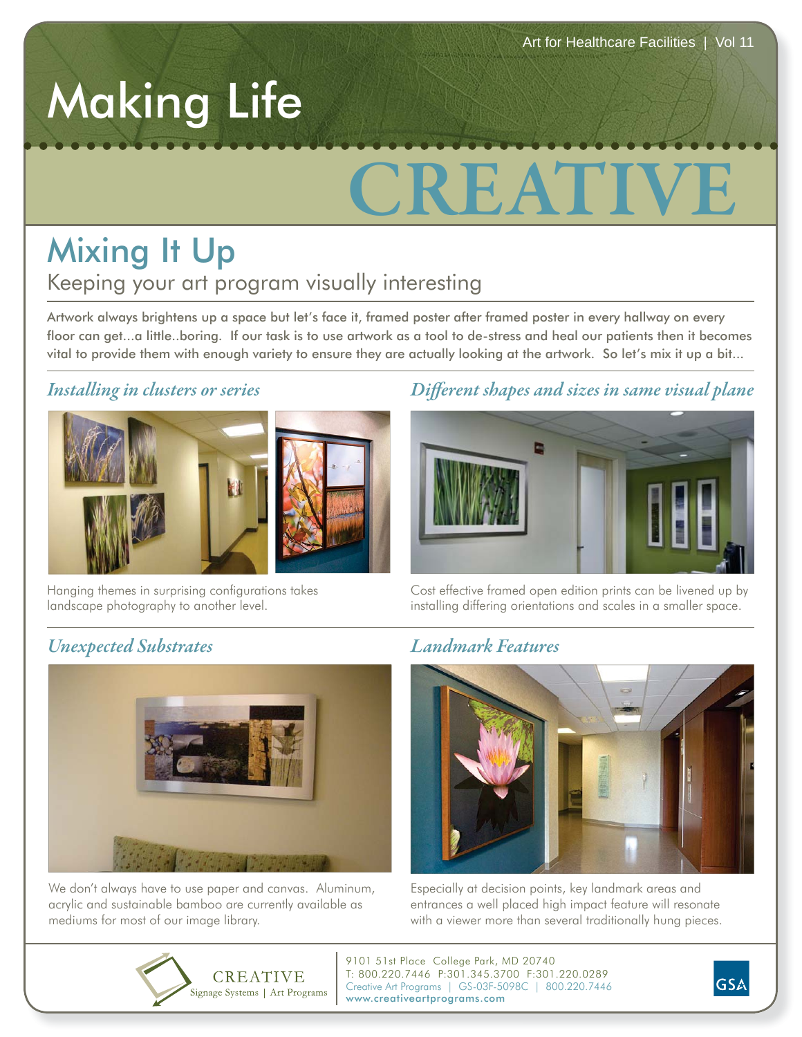Art for Healthcare Facilities | Vol 11

# Making Life CREATIVE

## Mixing It Up

### Keeping your art program visually interesting

Artwork always brightens up a space but let's face it, framed poster after framed poster in every hallway on every floor can get...a little..boring. If our task is to use artwork as a tool to de-stress and heal our patients then it becomes vital to provide them with enough variety to ensure they are actually looking at the artwork. So let's mix it up a bit...

### *Installing in clusters or series*

Hanging themes in surprising configurations takes landscape photography to another level.

### *Different shapes and sizes in same visual plane*

Cost effective framed open edition prints can be livened up by installing differing orientations and scales in a smaller space.

### *Unexpected Substrates*

We don't always have to use paper and canvas. Aluminum, acrylic and sustainable bamboo are currently available as mediums for most of our image library.

### *Landmark Features*

Especially at decision points, key landmark areas and entrances a well placed high impact feature will resonate with a viewer more than several traditionally hung pieces.

CREATIVE
Signage Systems | Art Programs

9101 51st Place College Park, MD 20740
T: 800.220.7446 P:301.345.3700 F:301.220.0289
Creative Art Programs | GS-03F-5098C | 800.220.7446
www.creativeartprograms.com

GSA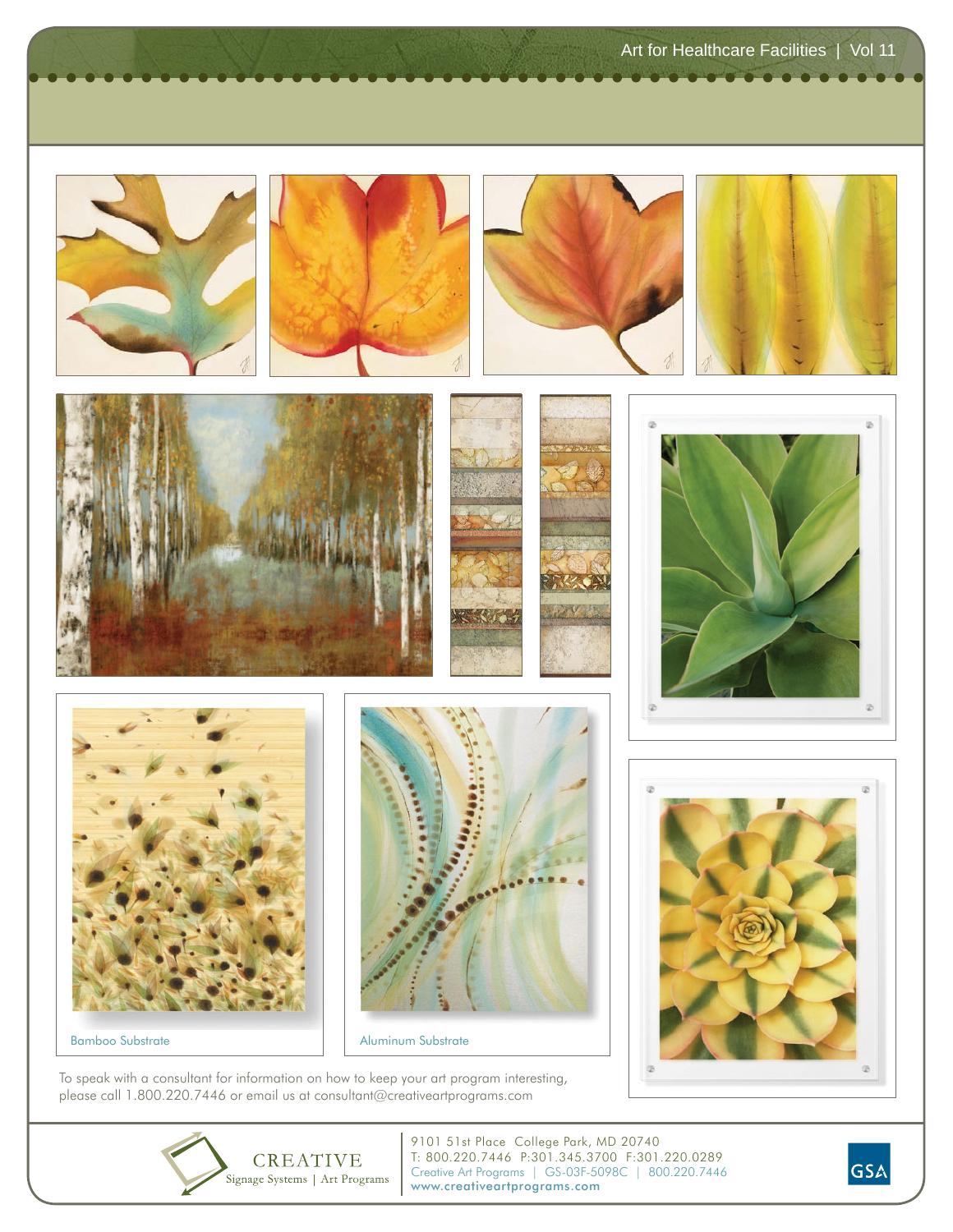Bamboo Substrate

Aluminum Substrate

To speak with a consultant for information on how to keep your art program interesting, please call 1.800.220.7446 or email us at consultant@creativeartprograms.com

CREATIVE
Signage Systems | Art Programs

9101 51st Place College Park, MD 20740
T: 800.220.7446 P:301.345.3700 F:301.220.0289
Creative Art Programs | GS-03F-5098C | 800.220.7446
www.creativeartprograms.com

GSA